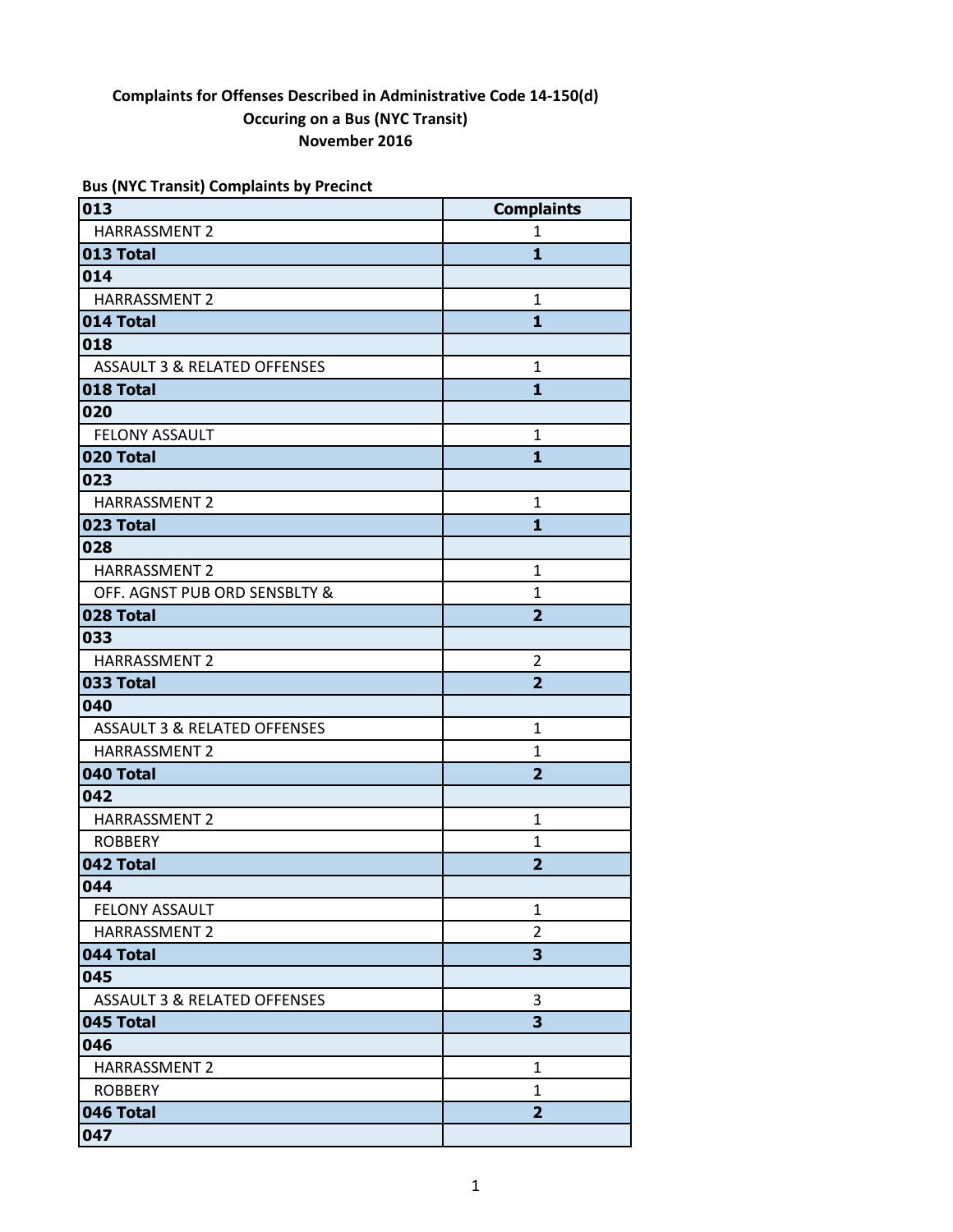**Complaints for Offenses Described in Administrative Code 14-150(d)**
**Occuring on a Bus (NYC Transit)**
**November 2016**

**Bus (NYC Transit) Complaints by Precinct**

| 013 | Complaints |
|---|---|
| HARRASSMENT 2 | 1 |
| **013 Total** | **1** |
| **014** | |
| HARRASSMENT 2 | 1 |
| **014 Total** | **1** |
| **018** | |
| ASSAULT 3 & RELATED OFFENSES | 1 |
| **018 Total** | **1** |
| **020** | |
| FELONY ASSAULT | 1 |
| **020 Total** | **1** |
| **023** | |
| HARRASSMENT 2 | 1 |
| **023 Total** | **1** |
| **028** | |
| HARRASSMENT 2 | 1 |
| OFF. AGNST PUB ORD SENSBLTY & | 1 |
| **028 Total** | **2** |
| **033** | |
| HARRASSMENT 2 | 2 |
| **033 Total** | **2** |
| **040** | |
| ASSAULT 3 & RELATED OFFENSES | 1 |
| HARRASSMENT 2 | 1 |
| **040 Total** | **2** |
| **042** | |
| HARRASSMENT 2 | 1 |
| ROBBERY | 1 |
| **042 Total** | **2** |
| **044** | |
| FELONY ASSAULT | 1 |
| HARRASSMENT 2 | 2 |
| **044 Total** | **3** |
| **045** | |
| ASSAULT 3 & RELATED OFFENSES | 3 |
| **045 Total** | **3** |
| **046** | |
| HARRASSMENT 2 | 1 |
| ROBBERY | 1 |
| **046 Total** | **2** |
| **047** | |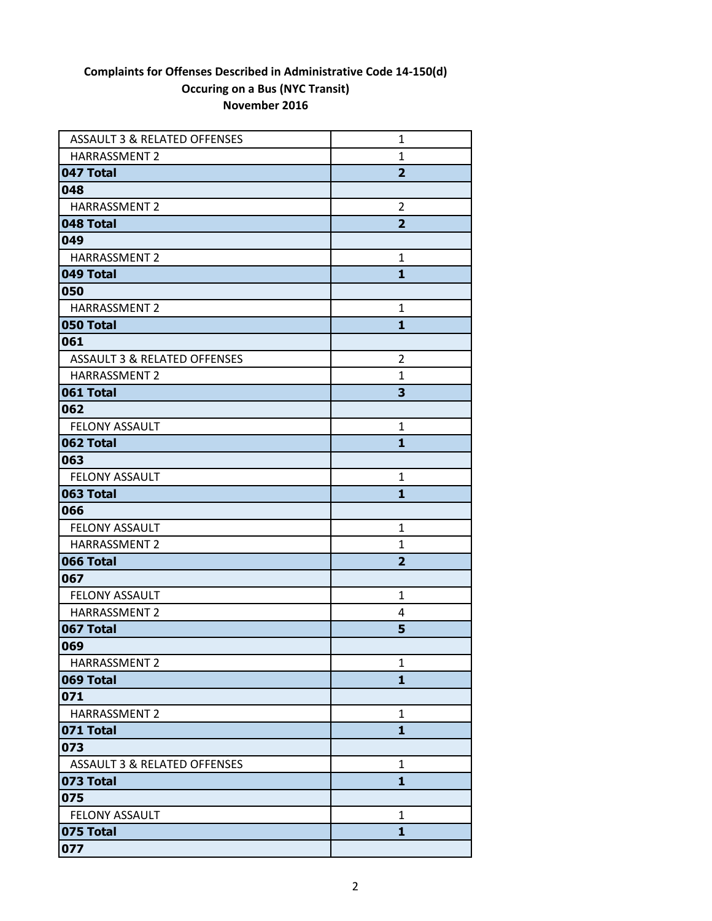**Complaints for Offenses Described in Administrative Code 14-150(d)**
**Occuring on a Bus (NYC Transit)**
**November 2016**

| | |
|---|---|
| ASSAULT 3 & RELATED OFFENSES | 1 |
| HARRASSMENT 2 | 1 |
| **047 Total** | **2** |
| **048** | |
| HARRASSMENT 2 | 2 |
| **048 Total** | **2** |
| **049** | |
| HARRASSMENT 2 | 1 |
| **049 Total** | **1** |
| **050** | |
| HARRASSMENT 2 | 1 |
| **050 Total** | **1** |
| **061** | |
| ASSAULT 3 & RELATED OFFENSES | 2 |
| HARRASSMENT 2 | 1 |
| **061 Total** | **3** |
| **062** | |
| FELONY ASSAULT | 1 |
| **062 Total** | **1** |
| **063** | |
| FELONY ASSAULT | 1 |
| **063 Total** | **1** |
| **066** | |
| FELONY ASSAULT | 1 |
| HARRASSMENT 2 | 1 |
| **066 Total** | **2** |
| **067** | |
| FELONY ASSAULT | 1 |
| HARRASSMENT 2 | 4 |
| **067 Total** | **5** |
| **069** | |
| HARRASSMENT 2 | 1 |
| **069 Total** | **1** |
| **071** | |
| HARRASSMENT 2 | 1 |
| **071 Total** | **1** |
| **073** | |
| ASSAULT 3 & RELATED OFFENSES | 1 |
| **073 Total** | **1** |
| **075** | |
| FELONY ASSAULT | 1 |
| **075 Total** | **1** |
| **077** | |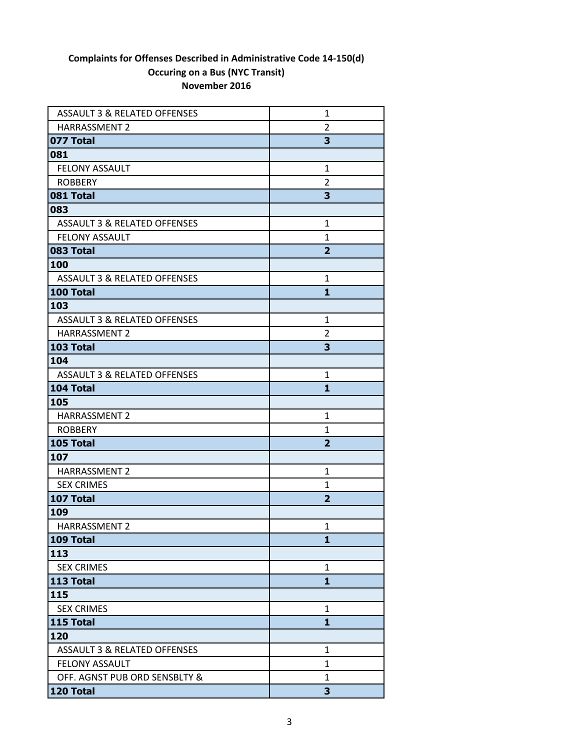**Complaints for Offenses Described in Administrative Code 14-150(d)**
**Occuring on a Bus (NYC Transit)**
**November 2016**

| | |
|---|---|
| ASSAULT 3 & RELATED OFFENSES | 1 |
| HARRASSMENT 2 | 2 |
| **077 Total** | **3** |
| **081** | |
| FELONY ASSAULT | 1 |
| ROBBERY | 2 |
| **081 Total** | **3** |
| **083** | |
| ASSAULT 3 & RELATED OFFENSES | 1 |
| FELONY ASSAULT | 1 |
| **083 Total** | **2** |
| **100** | |
| ASSAULT 3 & RELATED OFFENSES | 1 |
| **100 Total** | **1** |
| **103** | |
| ASSAULT 3 & RELATED OFFENSES | 1 |
| HARRASSMENT 2 | 2 |
| **103 Total** | **3** |
| **104** | |
| ASSAULT 3 & RELATED OFFENSES | 1 |
| **104 Total** | **1** |
| **105** | |
| HARRASSMENT 2 | 1 |
| ROBBERY | 1 |
| **105 Total** | **2** |
| **107** | |
| HARRASSMENT 2 | 1 |
| SEX CRIMES | 1 |
| **107 Total** | **2** |
| **109** | |
| HARRASSMENT 2 | 1 |
| **109 Total** | **1** |
| **113** | |
| SEX CRIMES | 1 |
| **113 Total** | **1** |
| **115** | |
| SEX CRIMES | 1 |
| **115 Total** | **1** |
| **120** | |
| ASSAULT 3 & RELATED OFFENSES | 1 |
| FELONY ASSAULT | 1 |
| OFF. AGNST PUB ORD SENSBLTY & | 1 |
| **120 Total** | **3** |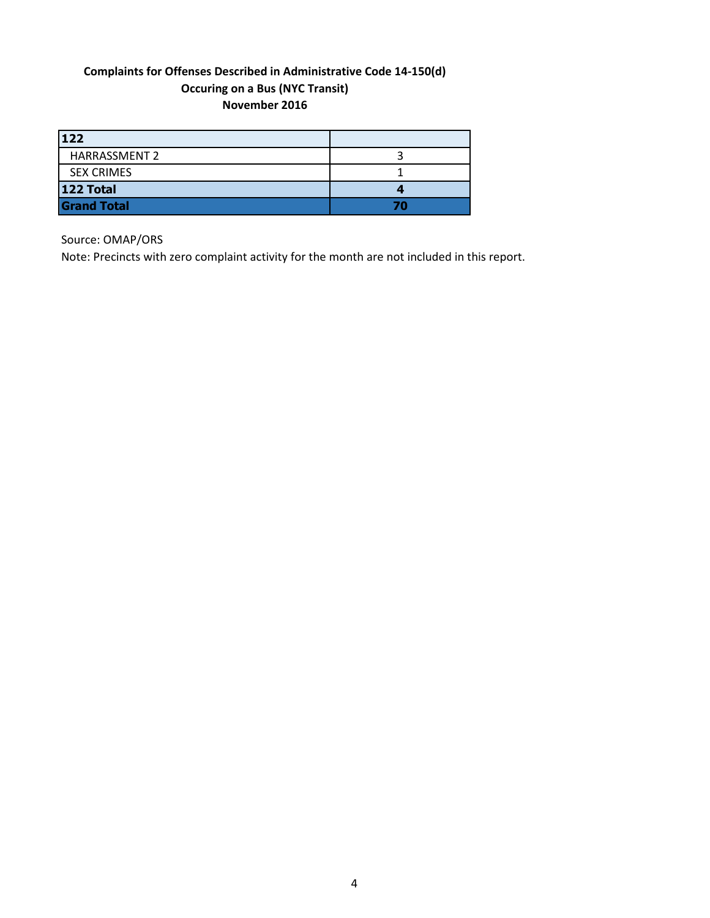**Complaints for Offenses Described in Administrative Code 14-150(d)**
**Occuring on a Bus (NYC Transit)**
**November 2016**

| | |
|---|---|
| **122** | |
| HARRASSMENT 2 | 3 |
| SEX CRIMES | 1 |
| **122 Total** | **4** |
| **Grand Total** | **70** |

Source: OMAP/ORS

Note: Precincts with zero complaint activity for the month are not included in this report.